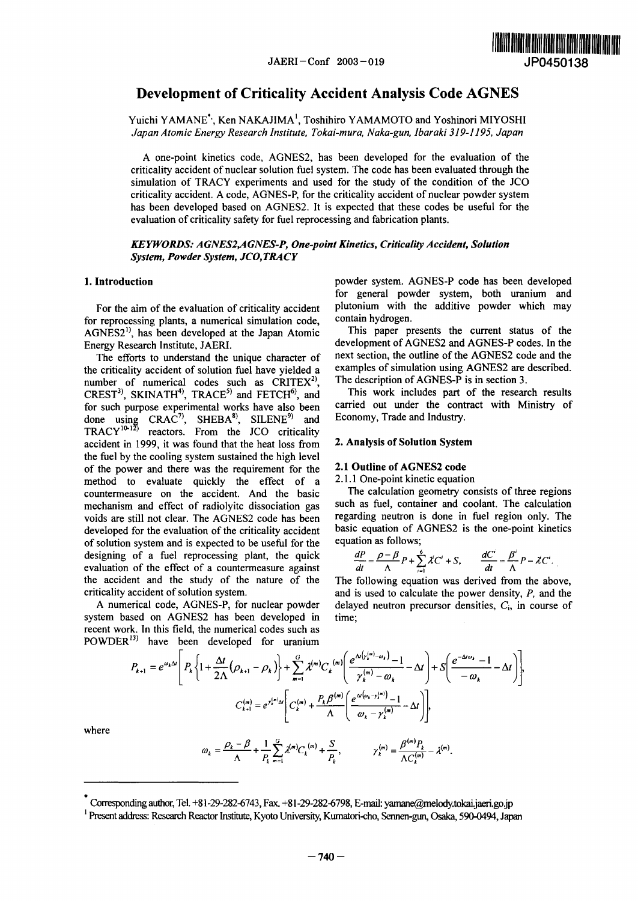# Development of Criticality Accident Analysis Code AGNES

Yuichi YAMANE*, Ken NAKAJIMA[1], Toshihiro YAMAMOTO and Yoshinori MIYOSHI

*Japan Atomic Energy Research Institute, Tokai-mura, Naka-gun, Ibaraki 319-1195, Japan*

A one-point kinetics code, AGNES2, has been developed for the evaluation of the criticality accident of nuclear solution fuel system. The code has been evaluated through the simulation of TRACY experiments and used for the study of the condition of the JCO criticality accident. A code, AGNES-P, for the criticality accident of nuclear powder system has been developed based on AGNES2. It is expected that these codes be useful for the evaluation of criticality safety for fuel reprocessing and fabrication plants.

***KEYWORDS: AGNES2,AGNES-P, One-point Kinetics, Criticality Accident, Solution System, Powder System, JCO,TRACY***

## 1. Introduction

For the aim of the evaluation of criticality accident for reprocessing plants, a numerical simulation code, AGNES2[1], has been developed at the Japan Atomic Energy Research Institute, JAERI.

The efforts to understand the unique character of the criticality accident of solution fuel have yielded a number of numerical codes such as CRITEX[2], CREST[3], SKINATH[4], TRACE[5] and FETCH[6], and for such purpose experimental works have also been done using CRAC[7], SHEBA[8], SILENE[9] and TRACY[10-12] reactors. From the JCO criticality accident in 1999, it was found that the heat loss from the fuel by the cooling system sustained the high level of the power and there was the requirement for the method to evaluate quickly the effect of a countermeasure on the accident. And the basic mechanism and effect of radiolyitc dissociation gas voids are still not clear. The AGNES2 code has been developed for the evaluation of the criticality accident of solution system and is expected to be useful for the designing of a fuel reprocessing plant, the quick evaluation of the effect of a countermeasure against the accident and the study of the nature of the criticality accident of solution system.

A numerical code, AGNES-P, for nuclear powder system based on AGNES2 has been developed in recent work. In this field, the numerical codes such as POWDER[13] have been developed for uranium powder system. AGNES-P code has been developed for general powder system, both uranium and plutonium with the additive powder which may contain hydrogen.

This paper presents the current status of the development of AGNES2 and AGNES-P codes. In the next section, the outline of the AGNES2 code and the examples of simulation using AGNES2 are described. The description of AGNES-P is in section 3.

This work includes part of the research results carried out under the contract with Ministry of Economy, Trade and Industry.

## 2. Analysis of Solution System

### 2.1 Outline of AGNES2 code

#### 2.1.1 One-point kinetic equation

The calculation geometry consists of three regions such as fuel, container and coolant. The calculation regarding neutron is done in fuel region only. The basic equation of AGNES2 is the one-point kinetics equation as follows;

$$\frac{dP}{dt} = \frac{\rho - \beta}{\Lambda} P + \sum_{i=1}^{6} \lambda^i C^i + S, \qquad \frac{dC^i}{dt} = \frac{\beta^i}{\Lambda} P - \lambda^i C^i.$$

The following equation was derived from the above, and is used to calculate the power density, $P$, and the delayed neutron precursor densities, $C_i$, in course of time;

$$P_{k+1} = e^{\omega_k \Delta t} \left[ P_k \left\{ 1 + \frac{\Delta t}{2\Lambda} (\rho_{k+1} - \rho_k) \right\} + \sum_{m=1}^{G} \lambda^{(m)} C_k^{(m)} \left( \frac{e^{\Delta t (\gamma_k^{(m)} - \omega_k)} - 1}{\gamma_k^{(m)} - \omega_k} - \Delta t \right) + S \left( \frac{e^{-\Delta t \omega_k} - 1}{-\omega_k} - \Delta t \right) \right],$$

$$C_{k+1}^{(m)} = e^{\gamma_k^{(m)} \Delta t} \left[ C_k^{(m)} + \frac{P_k \beta^{(m)}}{\Lambda} \left( \frac{e^{\Delta t (\omega_k - \gamma_k^{(m)})} - 1}{\omega_k - \gamma_k^{(m)}} - \Delta t \right) \right],$$

where

$$\omega_k = \frac{\rho_k - \beta}{\Lambda} + \frac{1}{P_k} \sum_{m=1}^{G} \lambda^{(m)} C_k^{(m)} + \frac{S}{P_k}, \qquad \gamma_k^{(m)} = \frac{\beta^{(m)} P_k}{\Lambda C_k^{(m)}} - \lambda^{(m)}.$$

---

\* Corresponding author, Tel. +81-29-282-6743, Fax. +81-29-282-6798, E-mail: yamane@melody.tokai.jaeri.go.jp

[1] Present address: Research Reactor Institute, Kyoto University, Kumatori-cho, Sennen-gun, Osaka, 590-0494, Japan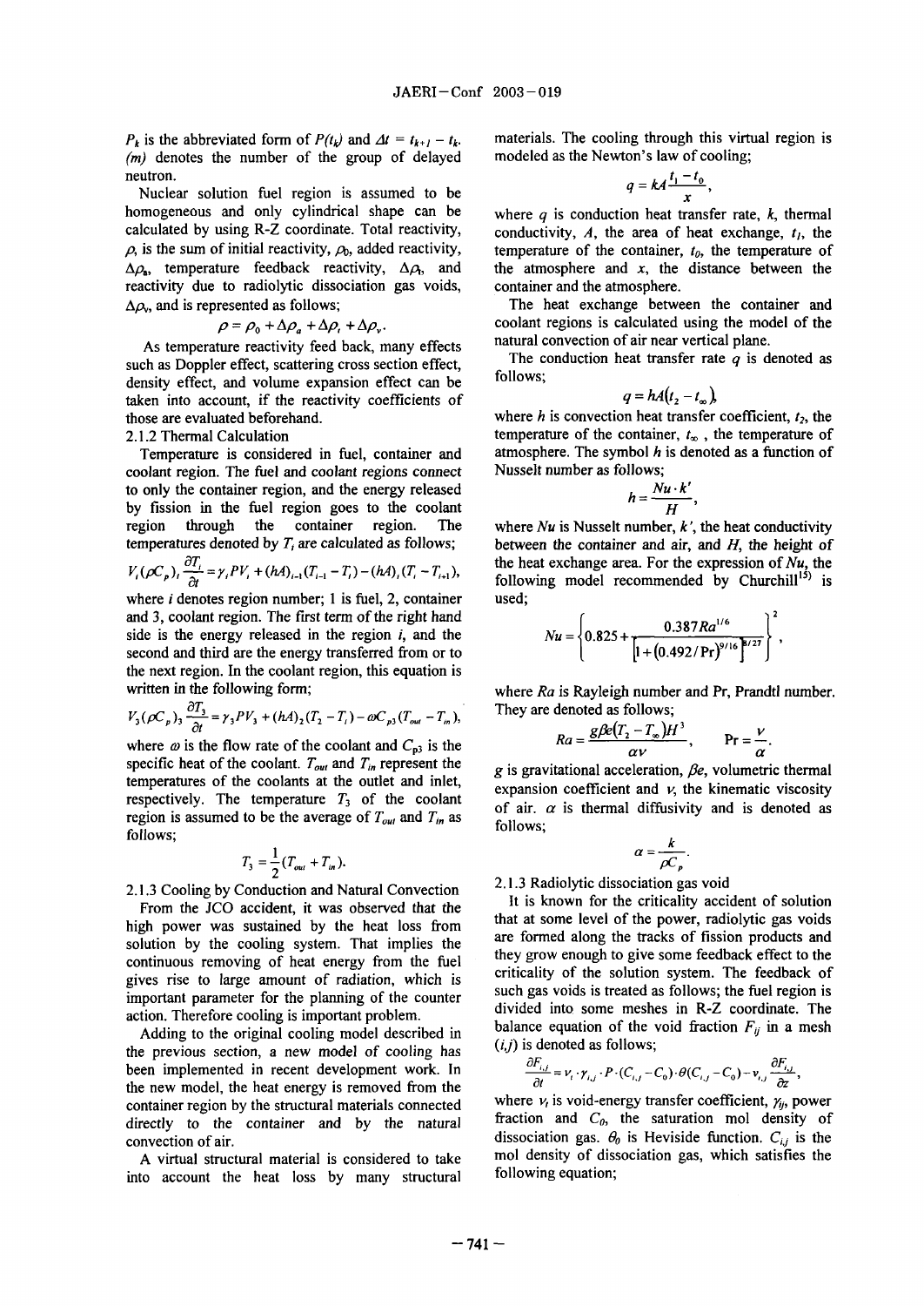$P_k$ is the abbreviated form of $P(t_k)$ and $\Delta t = t_{k+1} - t_k$. $(m)$ denotes the number of the group of delayed neutron.

Nuclear solution fuel region is assumed to be homogeneous and only cylindrical shape can be calculated by using R-Z coordinate. Total reactivity, $\rho$, is the sum of initial reactivity, $\rho_0$, added reactivity, $\Delta\rho_a$, temperature feedback reactivity, $\Delta\rho_t$, and reactivity due to radiolytic dissociation gas voids, $\Delta\rho_v$, and is represented as follows;

$$\rho = \rho_0 + \Delta\rho_a + \Delta\rho_t + \Delta\rho_v .$$

As temperature reactivity feed back, many effects such as Doppler effect, scattering cross section effect, density effect, and volume expansion effect can be taken into account, if the reactivity coefficients of those are evaluated beforehand.

2.1.2 Thermal Calculation

Temperature is considered in fuel, container and coolant region. The fuel and coolant regions connect to only the container region, and the energy released by fission in the fuel region goes to the coolant region through the container region. The temperatures denoted by $T_i$ are calculated as follows;

$$V_i(\rho C_p)_i \frac{\partial T_i}{\partial t} = \gamma_i P V_i + (hA)_{i-1}(T_{i-1} - T_i) - (hA)_i (T_i - T_{i+1}),$$

where $i$ denotes region number; 1 is fuel, 2, container and 3, coolant region. The first term of the right hand side is the energy released in the region $i$, and the second and third are the energy transferred from or to the next region. In the coolant region, this equation is written in the following form;

$$V_3(\rho C_p)_3 \frac{\partial T_3}{\partial t} = \gamma_3 P V_3 + (hA)_2(T_2 - T_i) - \omega C_{p3}(T_{out} - T_{in}),$$

where $\omega$ is the flow rate of the coolant and $C_{p3}$ is the specific heat of the coolant. $T_{out}$ and $T_{in}$ represent the temperatures of the coolants at the outlet and inlet, respectively. The temperature $T_3$ of the coolant region is assumed to be the average of $T_{out}$ and $T_{in}$ as follows;

$$T_3 = \frac{1}{2}(T_{out} + T_{in}).$$

2.1.3 Cooling by Conduction and Natural Convection

From the JCO accident, it was observed that the high power was sustained by the heat loss from solution by the cooling system. That implies the continuous removing of heat energy from the fuel gives rise to large amount of radiation, which is important parameter for the planning of the counter action. Therefore cooling is important problem.

Adding to the original cooling model described in the previous section, a new model of cooling has been implemented in recent development work. In the new model, the heat energy is removed from the container region by the structural materials connected directly to the container and by the natural convection of air.

A virtual structural material is considered to take into account the heat loss by many structural materials. The cooling through this virtual region is modeled as the Newton's law of cooling;

$$q = kA\frac{t_1 - t_0}{x},$$

where $q$ is conduction heat transfer rate, $k$, thermal conductivity, $A$, the area of heat exchange, $t_1$, the temperature of the container, $t_0$, the temperature of the atmosphere and $x$, the distance between the container and the atmosphere.

The heat exchange between the container and coolant regions is calculated using the model of the natural convection of air near vertical plane.

The conduction heat transfer rate $q$ is denoted as follows;

$$q = hA(t_2 - t_\infty),$$

where $h$ is convection heat transfer coefficient, $t_2$, the temperature of the container, $t_\infty$, the temperature of atmosphere. The symbol $h$ is denoted as a function of Nusselt number as follows;

$$h = \frac{Nu \cdot k'}{H},$$

where $Nu$ is Nusselt number, $k'$, the heat conductivity between the container and air, and $H$, the height of the heat exchange area. For the expression of $Nu$, the following model recommended by Churchill[15] is used;

$$Nu = \left\{ 0.825 + \frac{0.387 Ra^{1/6}}{\left[1 + (0.492/\Pr)^{9/16}\right]^{8/27}} \right\}^2,$$

where $Ra$ is Rayleigh number and Pr, Prandtl number. They are denoted as follows;

$$Ra = \frac{g\beta e(T_2 - T_\infty)H^3}{\alpha \nu}, \qquad \Pr = \frac{\nu}{\alpha}.$$

$g$ is gravitational acceleration, $\beta e$, volumetric thermal expansion coefficient and $\nu$, the kinematic viscosity of air. $\alpha$ is thermal diffusivity and is denoted as follows;

$$\alpha = \frac{k}{\rho C_p}.$$

2.1.3 Radiolytic dissociation gas void

It is known for the criticality accident of solution that at some level of the power, radiolytic gas voids are formed along the tracks of fission products and they grow enough to give some feedback effect to the criticality of the solution system. The feedback of such gas voids is treated as follows; the fuel region is divided into some meshes in R-Z coordinate. The balance equation of the void fraction $F_{ij}$ in a mesh $(i,j)$ is denoted as follows;

$$\frac{\partial F_{i,j}}{\partial t} = \nu_t \cdot \gamma_{i,j} \cdot P \cdot (C_{i,j} - C_0) \cdot \theta(C_{i,j} - C_0) - v_{i,j}\frac{\partial F_{i,j}}{\partial z},$$

where $\nu_t$ is void-energy transfer coefficient, $\gamma_{ij}$, power fraction and $C_0$, the saturation mol density of dissociation gas. $\theta_0$ is Heviside function. $C_{i,j}$ is the mol density of dissociation gas, which satisfies the following equation;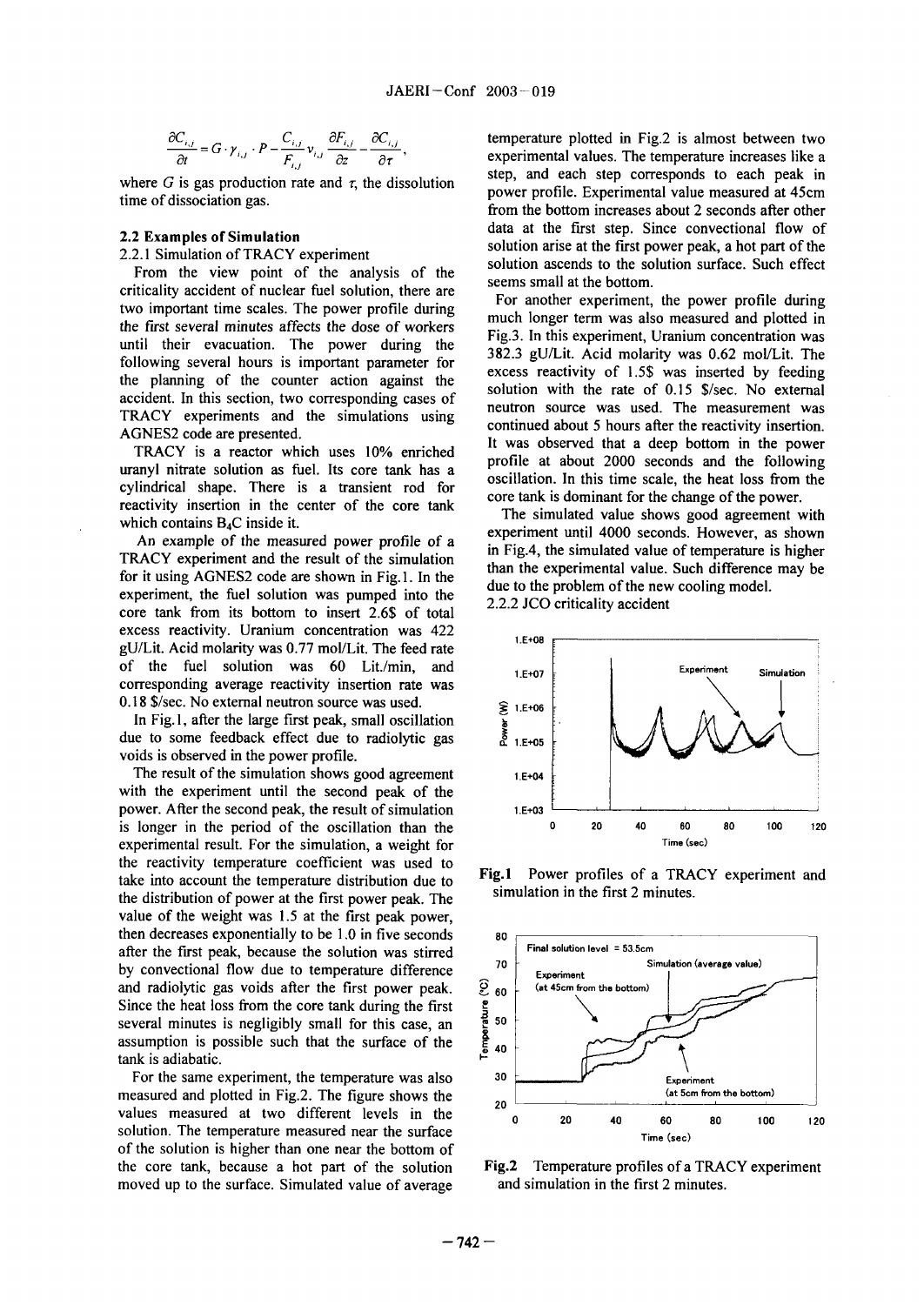$$\frac{\partial C_{i,j}}{\partial t} = G \cdot \gamma_{i,j} \cdot P - \frac{C_{i,j}}{F_{i,j}} v_{i,j} \frac{\partial F_{i,j}}{\partial z} - \frac{\partial C_{i,j}}{\partial \tau},$$

where $G$ is gas production rate and $\tau$, the dissolution time of dissociation gas.

### 2.2 Examples of Simulation

2.2.1 Simulation of TRACY experiment

From the view point of the analysis of the criticality accident of nuclear fuel solution, there are two important time scales. The power profile during the first several minutes affects the dose of workers until their evacuation. The power during the following several hours is important parameter for the planning of the counter action against the accident. In this section, two corresponding cases of TRACY experiments and the simulations using AGNES2 code are presented.

TRACY is a reactor which uses 10% enriched uranyl nitrate solution as fuel. Its core tank has a cylindrical shape. There is a transient rod for reactivity insertion in the center of the core tank which contains $B_4C$ inside it.

An example of the measured power profile of a TRACY experiment and the result of the simulation for it using AGNES2 code are shown in Fig.1. In the experiment, the fuel solution was pumped into the core tank from its bottom to insert 2.6\$ of total excess reactivity. Uranium concentration was 422 gU/Lit. Acid molarity was 0.77 mol/Lit. The feed rate of the fuel solution was 60 Lit./min, and corresponding average reactivity insertion rate was 0.18 \$/sec. No external neutron source was used.

In Fig.1, after the large first peak, small oscillation due to some feedback effect due to radiolytic gas voids is observed in the power profile.

The result of the simulation shows good agreement with the experiment until the second peak of the power. After the second peak, the result of simulation is longer in the period of the oscillation than the experimental result. For the simulation, a weight for the reactivity temperature coefficient was used to take into account the temperature distribution due to the distribution of power at the first power peak. The value of the weight was 1.5 at the first peak power, then decreases exponentially to be 1.0 in five seconds after the first peak, because the solution was stirred by convectional flow due to temperature difference and radiolytic gas voids after the first power peak. Since the heat loss from the core tank during the first several minutes is negligibly small for this case, an assumption is possible such that the surface of the tank is adiabatic.

For the same experiment, the temperature was also measured and plotted in Fig.2. The figure shows the values measured at two different levels in the solution. The temperature measured near the surface of the solution is higher than one near the bottom of the core tank, because a hot part of the solution moved up to the surface. Simulated value of average temperature plotted in Fig.2 is almost between two experimental values. The temperature increases like a step, and each step corresponds to each peak in power profile. Experimental value measured at 45cm from the bottom increases about 2 seconds after other data at the first step. Since convectional flow of solution arise at the first power peak, a hot part of the solution ascends to the solution surface. Such effect seems small at the bottom.

For another experiment, the power profile during much longer term was also measured and plotted in Fig.3. In this experiment, Uranium concentration was 382.3 gU/Lit. Acid molarity was 0.62 mol/Lit. The excess reactivity of 1.5\$ was inserted by feeding solution with the rate of 0.15 \$/sec. No external neutron source was used. The measurement was continued about 5 hours after the reactivity insertion. It was observed that a deep bottom in the power profile at about 2000 seconds and the following oscillation. In this time scale, the heat loss from the core tank is dominant for the change of the power.

The simulated value shows good agreement with experiment until 4000 seconds. However, as shown in Fig.4, the simulated value of temperature is higher than the experimental value. Such difference may be due to the problem of the new cooling model.

2.2.2 JCO criticality accident

**Fig.1** Power profiles of a TRACY experiment and simulation in the first 2 minutes.

**Fig.2** Temperature profiles of a TRACY experiment and simulation in the first 2 minutes.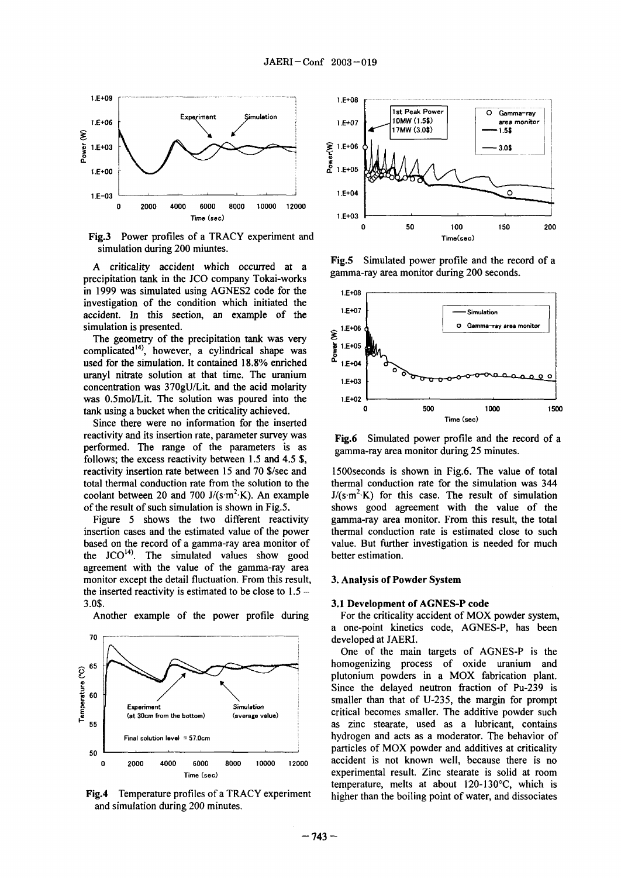Fig.3 Power profiles of a TRACY experiment and simulation during 200 miuntes.

A criticality accident which occurred at a precipitation tank in the JCO company Tokai-works in 1999 was simulated using AGNES2 code for the investigation of the condition which initiated the accident. In this section, an example of the simulation is presented.

The geometry of the precipitation tank was very complicated[14], however, a cylindrical shape was used for the simulation. It contained 18.8% enriched uranyl nitrate solution at that time. The uranium concentration was 370gU/Lit. and the acid molarity was 0.5mol/Lit. The solution was poured into the tank using a bucket when the criticality achieved.

Since there were no information for the inserted reactivity and its insertion rate, parameter survey was performed. The range of the parameters is as follows; the excess reactivity between 1.5 and 4.5 \$, reactivity insertion rate between 15 and 70 \$/sec and total thermal conduction rate from the solution to the coolant between 20 and 700 J/(s·m$^2$·K). An example of the result of such simulation is shown in Fig.5.

Figure 5 shows the two different reactivity insertion cases and the estimated value of the power based on the record of a gamma-ray area monitor of the JCO[14]. The simulated values show good agreement with the value of the gamma-ray area monitor except the detail fluctuation. From this result, the inserted reactivity is estimated to be close to 1.5 – 3.0\$.

Another example of the power profile during 1500seconds is shown in Fig.6. The value of total thermal conduction rate for the simulation was 344 J/(s·m$^2$·K) for this case. The result of simulation shows good agreement with the value of the gamma-ray area monitor. From this result, the total thermal conduction rate is estimated close to such value. But further investigation is needed for much better estimation.

Fig.4 Temperature profiles of a TRACY experiment and simulation during 200 minutes.

Fig.5 Simulated power profile and the record of a gamma-ray area monitor during 200 seconds.

Fig.6 Simulated power profile and the record of a gamma-ray area monitor during 25 minutes.

## 3. Analysis of Powder System

### 3.1 Development of AGNES-P code

For the criticality accident of MOX powder system, a one-point kinetics code, AGNES-P, has been developed at JAERI.

One of the main targets of AGNES-P is the homogenizing process of oxide uranium and plutonium powders in a MOX fabrication plant. Since the delayed neutron fraction of Pu-239 is smaller than that of U-235, the margin for prompt critical becomes smaller. The additive powder such as zinc stearate, used as a lubricant, contains hydrogen and acts as a moderator. The behavior of particles of MOX powder and additives at criticality accident is not known well, because there is no experimental result. Zinc stearate is solid at room temperature, melts at about 120-130°C, which is higher than the boiling point of water, and dissociates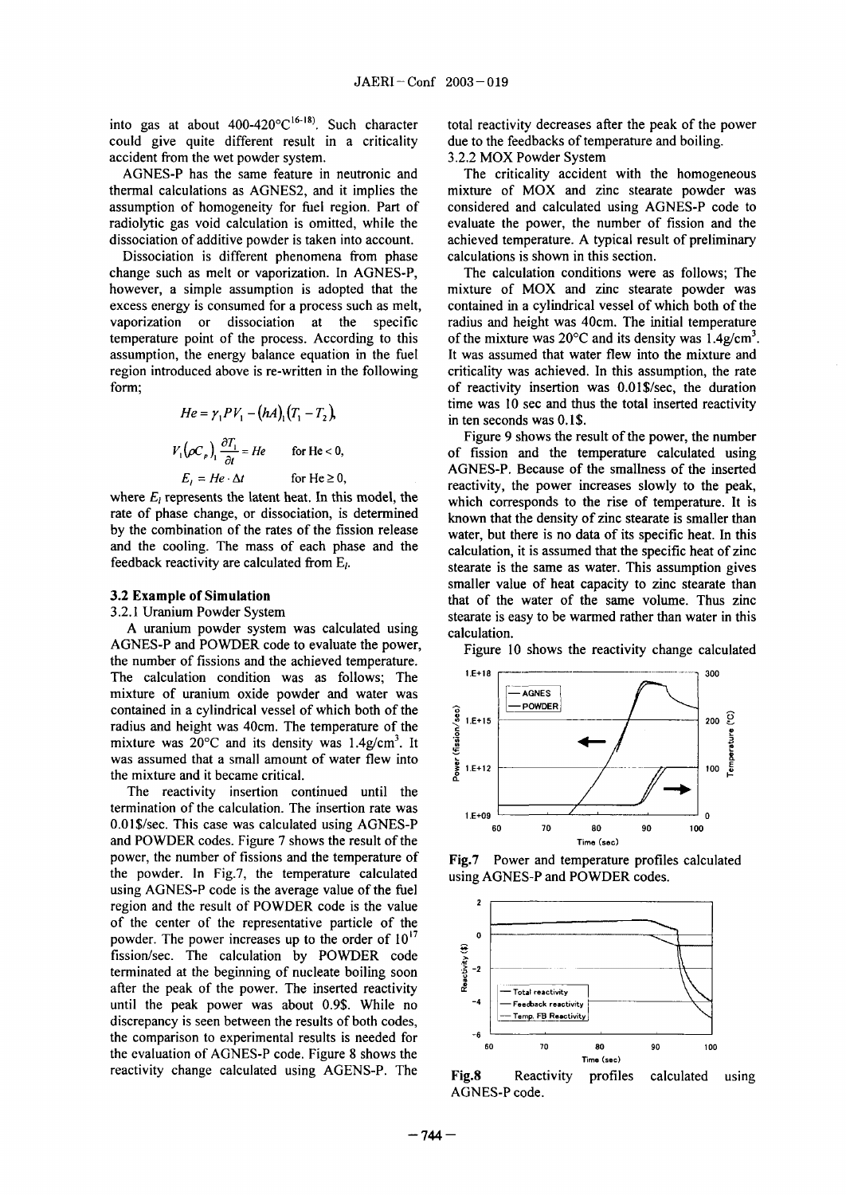into gas at about 400-420°C[16-18]. Such character could give quite different result in a criticality accident from the wet powder system.

AGNES-P has the same feature in neutronic and thermal calculations as AGNES2, and it implies the assumption of homogeneity for fuel region. Part of radiolytic gas void calculation is omitted, while the dissociation of additive powder is taken into account.

Dissociation is different phenomena from phase change such as melt or vaporization. In AGNES-P, however, a simple assumption is adopted that the excess energy is consumed for a process such as melt, vaporization or dissociation at the specific temperature point of the process. According to this assumption, the energy balance equation in the fuel region introduced above is re-written in the following form;

$$He = \gamma_1 P V_1 - (hA)_1 (T_1 - T_2),$$

$$V_1 (\rho C_p)_1 \frac{\partial T_1}{\partial t} = He \qquad \text{for He} < 0,$$

$$E_l = He \cdot \Delta t \qquad \text{for He} \geq 0,$$

where $E_l$ represents the latent heat. In this model, the rate of phase change, or dissociation, is determined by the combination of the rates of the fission release and the cooling. The mass of each phase and the feedback reactivity are calculated from $E_l$.

### 3.2 Example of Simulation

3.2.1 Uranium Powder System

A uranium powder system was calculated using AGNES-P and POWDER code to evaluate the power, the number of fissions and the achieved temperature. The calculation condition was as follows; The mixture of uranium oxide powder and water was contained in a cylindrical vessel of which both of the radius and height was 40cm. The temperature of the mixture was 20°C and its density was 1.4g/cm$^3$. It was assumed that a small amount of water flew into the mixture and it became critical.

The reactivity insertion continued until the termination of the calculation. The insertion rate was 0.01\$/sec. This case was calculated using AGNES-P and POWDER codes. Figure 7 shows the result of the power, the number of fissions and the temperature of the powder. In Fig.7, the temperature calculated using AGNES-P code is the average value of the fuel region and the result of POWDER code is the value of the center of the representative particle of the powder. The power increases up to the order of $10^{17}$ fission/sec. The calculation by POWDER code terminated at the beginning of nucleate boiling soon after the peak of the power. The inserted reactivity until the peak power was about 0.9\$. While no discrepancy is seen between the results of both codes, the comparison to experimental results is needed for the evaluation of AGNES-P code. Figure 8 shows the reactivity change calculated using AGENS-P. The total reactivity decreases after the peak of the power due to the feedbacks of temperature and boiling.

3.2.2 MOX Powder System

The criticality accident with the homogeneous mixture of MOX and zinc stearate powder was considered and calculated using AGNES-P code to evaluate the power, the number of fission and the achieved temperature. A typical result of preliminary calculations is shown in this section.

The calculation conditions were as follows; The mixture of MOX and zinc stearate powder was contained in a cylindrical vessel of which both of the radius and height was 40cm. The initial temperature of the mixture was 20°C and its density was 1.4g/cm$^3$. It was assumed that water flew into the mixture and criticality was achieved. In this assumption, the rate of reactivity insertion was 0.01\$/sec, the duration time was 10 sec and thus the total inserted reactivity in ten seconds was 0.1\$.

Figure 9 shows the result of the power, the number of fission and the temperature calculated using AGNES-P. Because of the smallness of the inserted reactivity, the power increases slowly to the peak, which corresponds to the rise of temperature. It is known that the density of zinc stearate is smaller than water, but there is no data of its specific heat. In this calculation, it is assumed that the specific heat of zinc stearate is the same as water. This assumption gives smaller value of heat capacity to zinc stearate than that of the water of the same volume. Thus zinc stearate is easy to be warmed rather than water in this calculation.

Figure 10 shows the reactivity change calculated

**Fig.7** Power and temperature profiles calculated using AGNES-P and POWDER codes.

**Fig.8** Reactivity profiles calculated using AGNES-P code.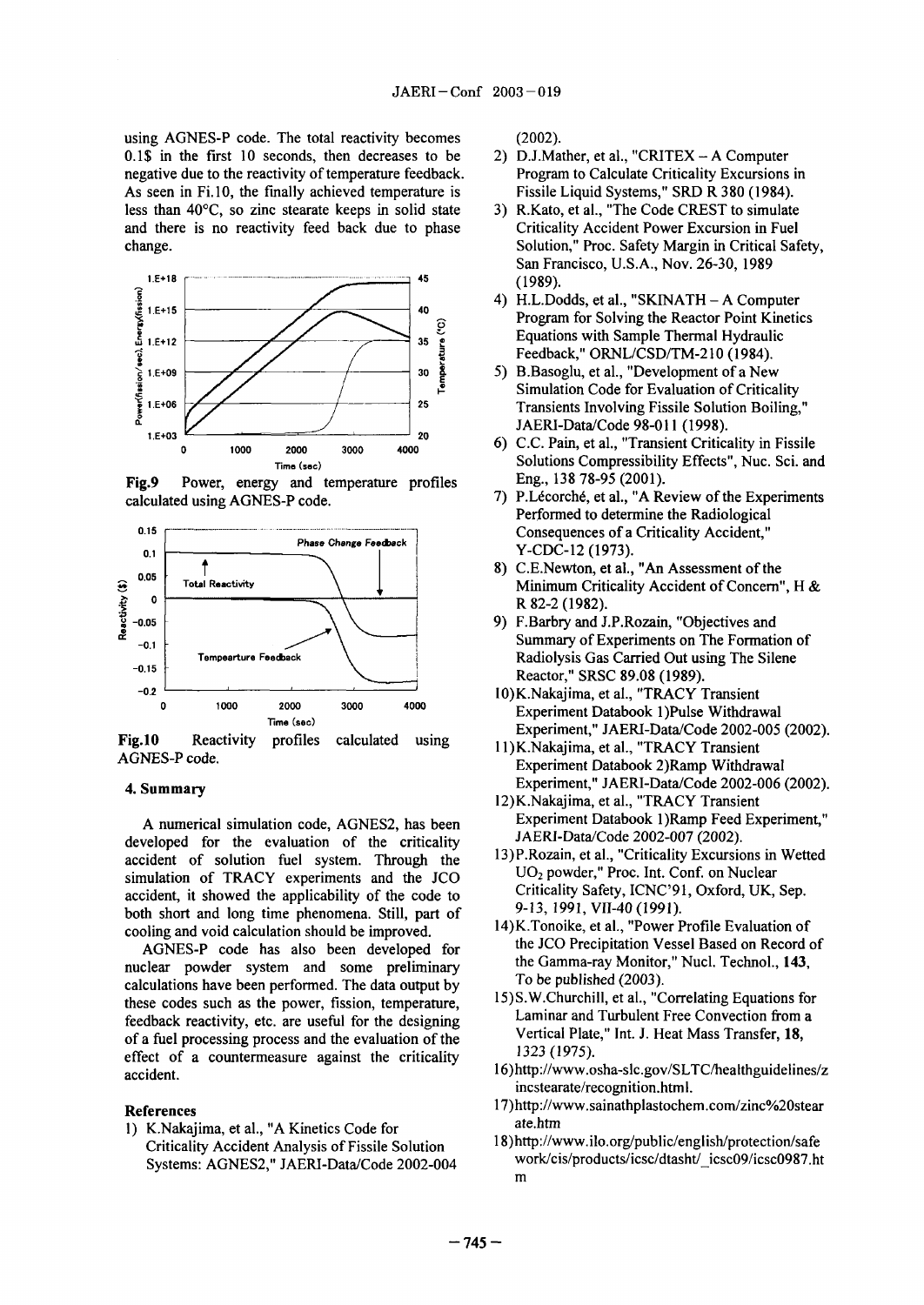using AGNES-P code. The total reactivity becomes 0.1$ in the first 10 seconds, then decreases to be negative due to the reactivity of temperature feedback. As seen in Fi.10, the finally achieved temperature is less than 40°C, so zinc stearate keeps in solid state and there is no reactivity feed back due to phase change.

1.E+18
1.E+15
1.E+12
1.E+09
1.E+06
1.E+03
Power(fission/sec), Energy(fission)
45
40
35
30
25
20
Temperature (°C)
0
1000
2000
3000
4000
Time (sec)

**Fig.9** Power, energy and temperature profiles calculated using AGNES-P code.

0.15
0.1
0.05
0
-0.05
-0.1
-0.15
-0.2
Reactivity ($)
Phase Change Feedback
Total Reactivity
Tempearture Feedback
0
1000
2000
3000
4000
Time (sec)

**Fig.10** Reactivity profiles calculated using AGNES-P code.

#### 4. Summary

A numerical simulation code, AGNES2, has been developed for the evaluation of the criticality accident of solution fuel system. Through the simulation of TRACY experiments and the JCO accident, it showed the applicability of the code to both short and long time phenomena. Still, part of cooling and void calculation should be improved.

AGNES-P code has also been developed for nuclear powder system and some preliminary calculations have been performed. The data output by these codes such as the power, fission, temperature, feedback reactivity, etc. are useful for the designing of a fuel processing process and the evaluation of the effect of a countermeasure against the criticality accident.

#### References

1) K.Nakajima, et al., "A Kinetics Code for Criticality Accident Analysis of Fissile Solution Systems: AGNES2," JAERI-Data/Code 2002-004 (2002).
2) D.J.Mather, et al., "CRITEX – A Computer Program to Calculate Criticality Excursions in Fissile Liquid Systems," SRD R 380 (1984).
3) R.Kato, et al., "The Code CREST to simulate Criticality Accident Power Excursion in Fuel Solution," Proc. Safety Margin in Critical Safety, San Francisco, U.S.A., Nov. 26-30, 1989 (1989).
4) H.L.Dodds, et al., "SKINATH – A Computer Program for Solving the Reactor Point Kinetics Equations with Sample Thermal Hydraulic Feedback," ORNL/CSD/TM-210 (1984).
5) B.Basoglu, et al., "Development of a New Simulation Code for Evaluation of Criticality Transients Involving Fissile Solution Boiling," JAERI-Data/Code 98-011 (1998).
6) C.C. Pain, et al., "Transient Criticality in Fissile Solutions Compressibility Effects", Nuc. Sci. and Eng., 138 78-95 (2001).
7) P.Lécorché, et al., "A Review of the Experiments Performed to determine the Radiological Consequences of a Criticality Accident," Y-CDC-12 (1973).
8) C.E.Newton, et al., "An Assessment of the Minimum Criticality Accident of Concern", H & R 82-2 (1982).
9) F.Barbry and J.P.Rozain, "Objectives and Summary of Experiments on The Formation of Radiolysis Gas Carried Out using The Silene Reactor," SRSC 89.08 (1989).
10) K.Nakajima, et al., "TRACY Transient Experiment Databook 1)Pulse Withdrawal Experiment," JAERI-Data/Code 2002-005 (2002).
11) K.Nakajima, et al., "TRACY Transient Experiment Databook 2)Ramp Withdrawal Experiment," JAERI-Data/Code 2002-006 (2002).
12) K.Nakajima, et al., "TRACY Transient Experiment Databook 1)Ramp Feed Experiment," JAERI-Data/Code 2002-007 (2002).
13) P.Rozain, et al., "Criticality Excursions in Wetted $UO_2$ powder," Proc. Int. Conf. on Nuclear Criticality Safety, ICNC'91, Oxford, UK, Sep. 9-13, 1991, VII-40 (1991).
14) K.Tonoike, et al., "Power Profile Evaluation of the JCO Precipitation Vessel Based on Record of the Gamma-ray Monitor," Nucl. Technol., **143**, To be published (2003).
15) S.W.Churchill, et al., "Correlating Equations for Laminar and Turbulent Free Convection from a Vertical Plate," Int. J. Heat Mass Transfer, **18**, 1323 (1975).
16) http://www.osha-slc.gov/SLTC/healthguidelines/zincstearate/recognition.html.
17) http://www.sainathplastochem.com/zinc%20stearate.htm
18) http://www.ilo.org/public/english/protection/safework/cis/products/icsc/dtasht/_icsc09/icsc0987.htm